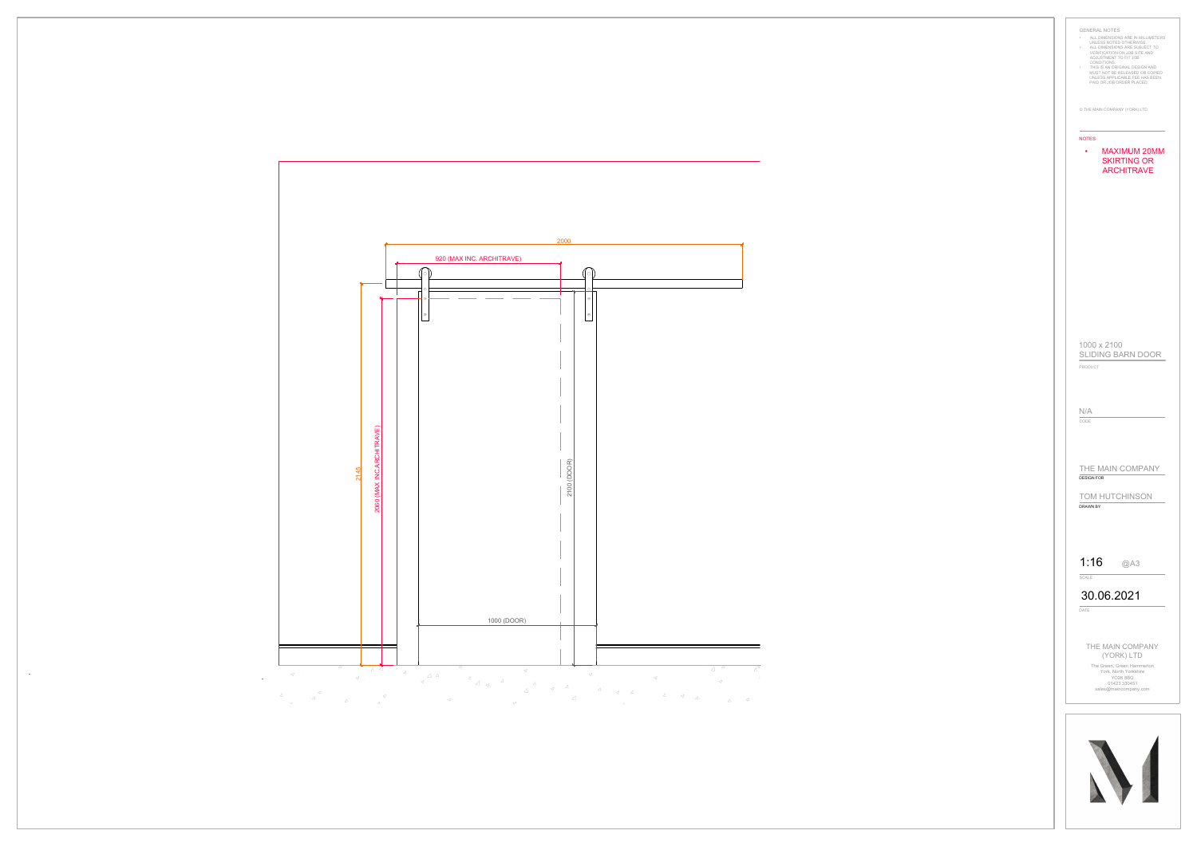2000

920 (MAX INC. ARCHITRAVE)

2145

2060 (MAX INC.ARCHITRAVE)

2100 (DOOR)

1000 (DOOR)

GENERAL NOTES

- ALL DIMENSIONS ARE IN MILLIMETERS UNLESS NOTED OTHERWISE.
- ALL DIMENSIONS ARE SUBJECT TO VERIFICATION ON JOB SITE AND ADJUSTMENT TO FIT JOB CONDITIONS.
- THIS IS AN ORIGINAL DESIGN AND MUST NOT BE RELEASED OR COPIED UNLESS APPLICABLE FEE HAS BEEN PAID OR JOB ORDER PLACED.

© THE MAIN COMPANY (YORK) LTD.

NOTES

- MAXIMUM 20MM SKIRTING OR ARCHITRAVE

1000 x 2100
SLIDING BARN DOOR
PRODUCT

N/A
CODE

THE MAIN COMPANY
DESIGN FOR

TOM HUTCHINSON
DRAWN BY

1:16 @A3
SCALE

30.06.2021
DATE

THE MAIN COMPANY (YORK) LTD

The Green, Green Hammerton
York, North Yorkshire
YO26 8BQ
01423 330451
sales@maincompany.com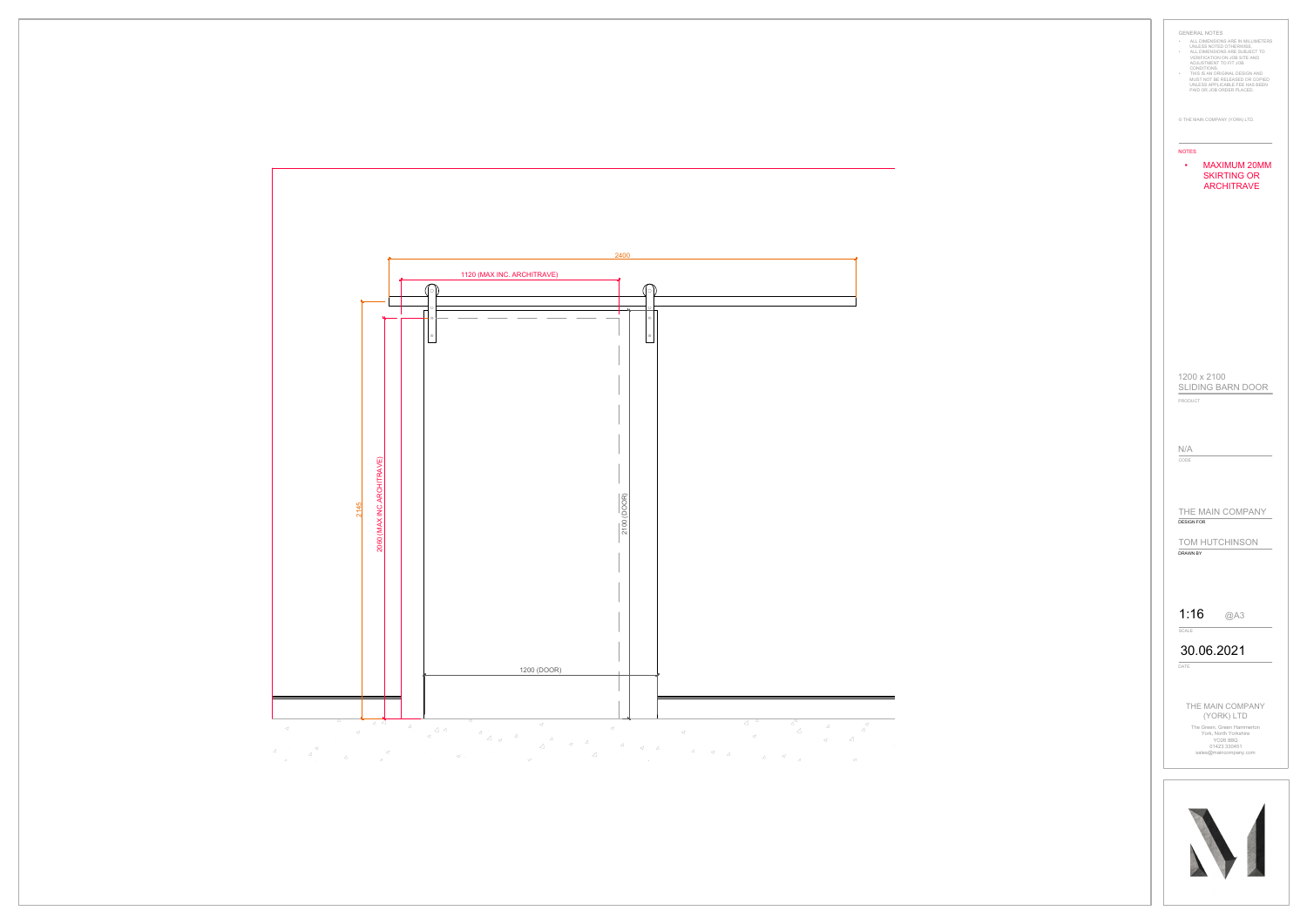2400

1120 (MAX INC. ARCHITRAVE)

2145

2060 (MAX INC. ARCHITRAVE)

2100 (DOOR)

1200 (DOOR)

GENERAL NOTES

- ALL DIMENSIONS ARE IN MILLIMETERS UNLESS NOTED OTHERWISE.
- ALL DIMENSIONS ARE SUBJECT TO VERIFICATION ON JOB SITE AND ADJUSTMENT TO FIT JOB CONDITIONS.
- THIS IS AN ORIGINAL DESIGN AND MUST NOT BE RELEASED OR COPIED UNLESS APPLICABLE FEE HAS BEEN PAID OR JOB ORDER PLACED.

© THE MAIN COMPANY (YORK) LTD.

NOTES

- MAXIMUM 20MM SKIRTING OR ARCHITRAVE

1200 x 2100 SLIDING BARN DOOR

PRODUCT

N/A

CODE

THE MAIN COMPANY

DESIGN FOR

TOM HUTCHINSON

DRAWN BY

1:16 @A3

SCALE

30.06.2021

DATE

THE MAIN COMPANY (YORK) LTD

The Green, Green Hammerton
York, North Yorkshire
YO26 8BQ
01423 330451
sales@maincompany.com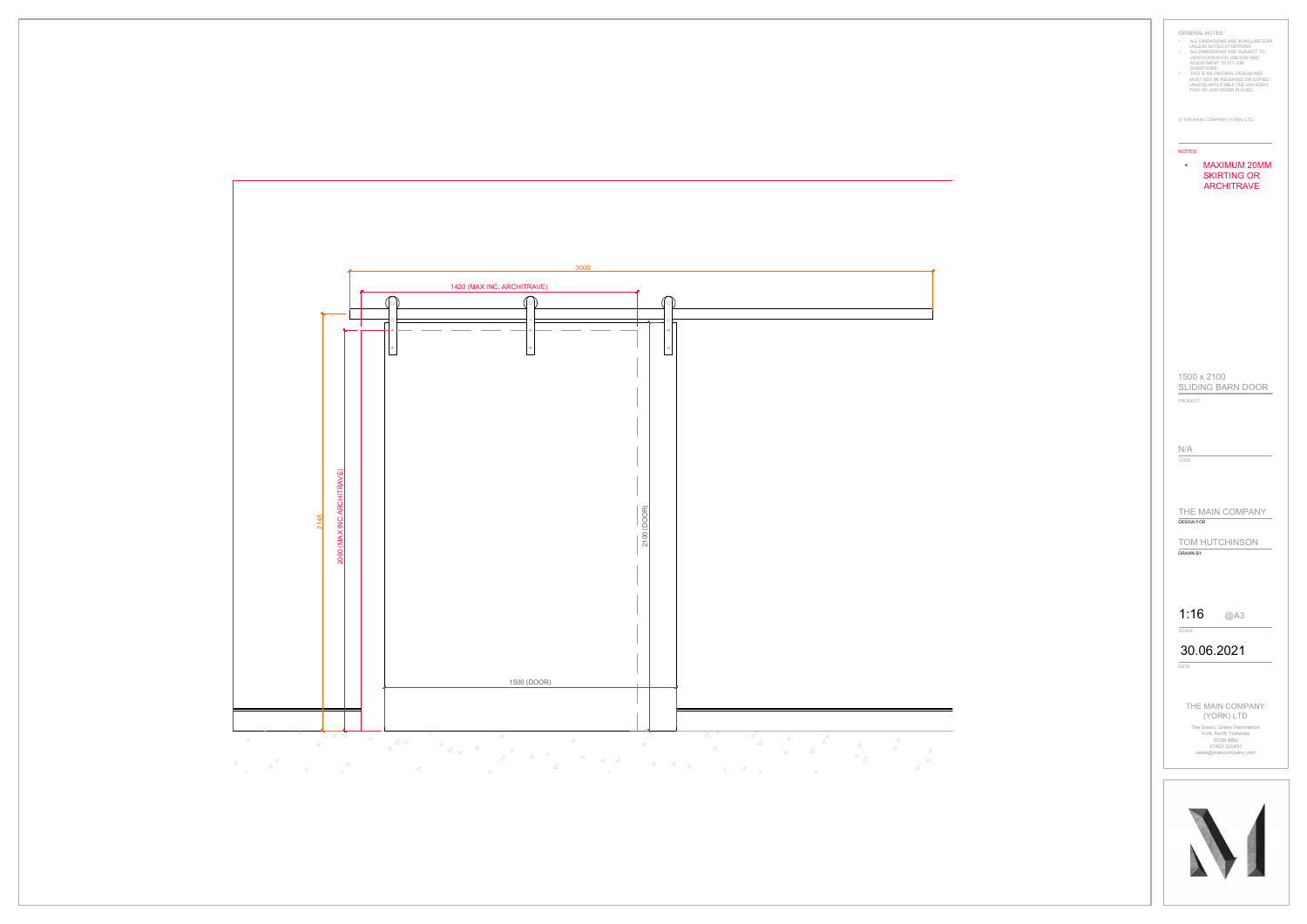3000

1420 (MAX INC. ARCHITRAVE)

2145

2060 (MAX INC. ARCHITRAVE)

2100 (DOOR)

1500 (DOOR)

GENERAL NOTES

- ALL DIMENSIONS ARE IN MILLIMETERS UNLESS NOTED OTHERWISE.
- ALL DIMENSIONS ARE SUBJECT TO VERIFICATION ON JOB SITE AND ADJUSTMENT TO FIT JOB CONDITIONS.
- THIS IS AN ORIGINAL DESIGN AND MUST NOT BE RELEASED OR COPIED UNLESS APPLICABLE FEE HAS BEEN PAID OR JOB ORDER PLACED.

© THE MAIN COMPANY (YORK) LTD.

NOTES

- MAXIMUM 20MM SKIRTING OR ARCHITRAVE

1500 x 2100
SLIDING BARN DOOR
PRODUCT

N/A
CODE

THE MAIN COMPANY
DESIGN FOR

TOM HUTCHINSON
DRAWN BY

1:16 @A3
SCALE

30.06.2021
DATE

THE MAIN COMPANY (YORK) LTD

The Green, Green Hammerton
York, North Yorkshire
YO26 8BQ
01423 330451
sales@maincompany.com